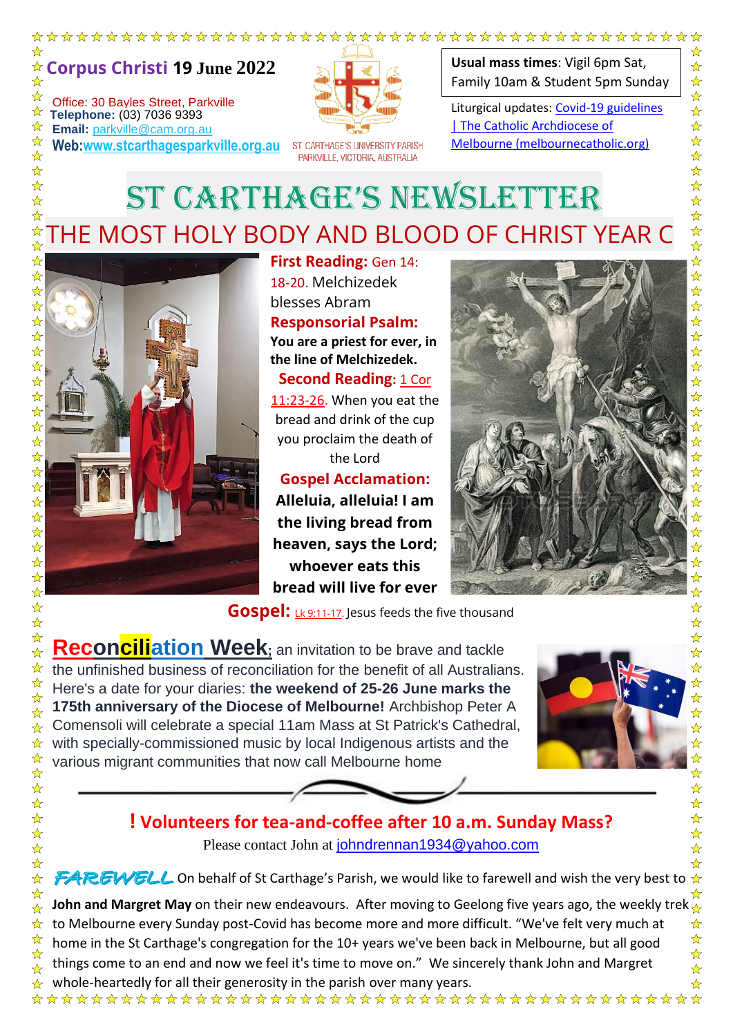**Corpus Christi 19 June 2022**

Office: 30 Bayles Street, Parkville
**Telephone:** (03) 7036 9393
**Email:** parkville@cam.org.au
**Web:** www.stcarthagesparkville.org.au

ST. CARTHAGE'S UNIVERSITY PARISH
PARKVILLE, VICTORIA, AUSTRALIA

**Usual mass times**: Vigil 6pm Sat, Family 10am & Student 5pm Sunday

Liturgical updates: Covid-19 guidelines | The Catholic Archdiocese of Melbourne (melbournecatholic.org)

# ST CARTHAGE'S NEWSLETTER

## THE MOST HOLY BODY AND BLOOD OF CHRIST YEAR C

**First Reading:** Gen 14: 18-20. Melchizedek blesses Abram

**Responsorial Psalm:** **You are a priest for ever, in the line of Melchizedek.**

**Second Reading:** 1 Cor 11:23-26. When you eat the bread and drink of the cup you proclaim the death of the Lord

**Gospel Acclamation:** **Alleluia, alleluia! I am the living bread from heaven, says the Lord; whoever eats this bread will live for ever**

**Gospel:** Lk 9:11-17. Jesus feeds the five thousand

**Reconciliation Week**; an invitation to be brave and tackle the unfinished business of reconciliation for the benefit of all Australians. Here's a date for your diaries: **the weekend of 25-26 June marks the 175th anniversary of the Diocese of Melbourne!** Archbishop Peter A Comensoli will celebrate a special 11am Mass at St Patrick's Cathedral, with specially-commissioned music by local Indigenous artists and the various migrant communities that now call Melbourne home

### ! Volunteers for tea-and-coffee after 10 a.m. Sunday Mass?

Please contact John at johndrennan1934@yahoo.com

*FAREWELL* On behalf of St Carthage's Parish, we would like to farewell and wish the very best to **John and Margret May** on their new endeavours. After moving to Geelong five years ago, the weekly trek to Melbourne every Sunday post-Covid has become more and more difficult. "We've felt very much at home in the St Carthage's congregation for the 10+ years we've been back in Melbourne, but all good things come to an end and now we feel it's time to move on." We sincerely thank John and Margret whole-heartedly for all their generosity in the parish over many years.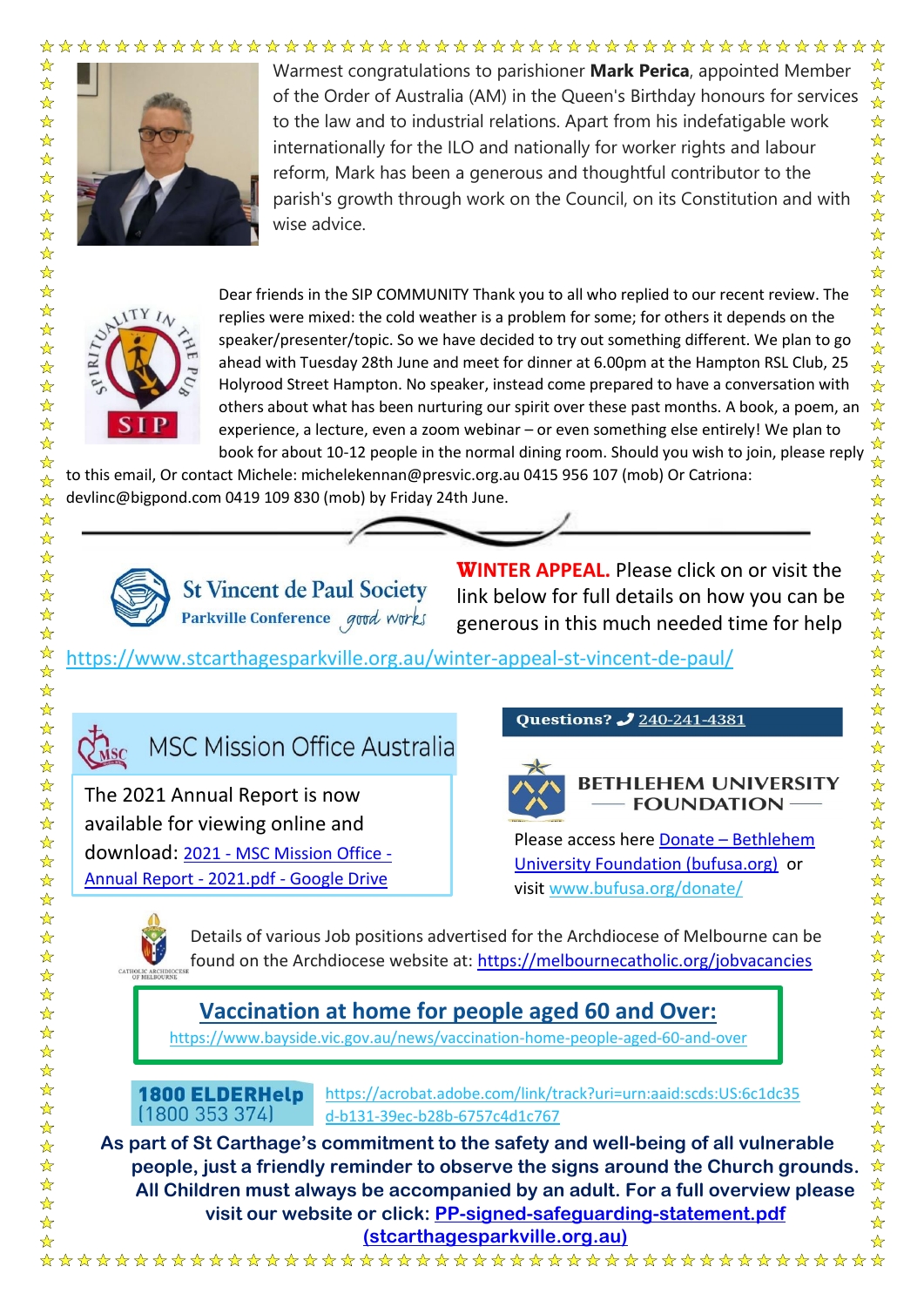Warmest congratulations to parishioner **Mark Perica**, appointed Member of the Order of Australia (AM) in the Queen's Birthday honours for services to the law and to industrial relations. Apart from his indefatigable work internationally for the ILO and nationally for worker rights and labour reform, Mark has been a generous and thoughtful contributor to the parish's growth through work on the Council, on its Constitution and with wise advice.

SPIRITUALITY IN THE PUB

SIP

Dear friends in the SIP COMMUNITY Thank you to all who replied to our recent review. The replies were mixed: the cold weather is a problem for some; for others it depends on the speaker/presenter/topic. So we have decided to try out something different. We plan to go ahead with Tuesday 28th June and meet for dinner at 6.00pm at the Hampton RSL Club, 25 Holyrood Street Hampton. No speaker, instead come prepared to have a conversation with others about what has been nurturing our spirit over these past months. A book, a poem, an experience, a lecture, even a zoom webinar – or even something else entirely! We plan to book for about 10-12 people in the normal dining room. Should you wish to join, please reply to this email, Or contact Michele: michelekennan@presvic.org.au 0415 956 107 (mob) Or Catriona: devlinc@bigpond.com 0419 109 830 (mob) by Friday 24th June.

---

St Vincent de Paul Society
Parkville Conference *good works*

**WINTER APPEAL.** Please click on or visit the link below for full details on how you can be generous in this much needed time for help

https://www.stcarthagesparkville.org.au/winter-appeal-st-vincent-de-paul/

MSC Mission Office Australia

The 2021 Annual Report is now available for viewing online and download: 2021 - MSC Mission Office - Annual Report - 2021.pdf - Google Drive

**Questions?** 240-241-4381

BETHLEHEM UNIVERSITY FOUNDATION

Please access here Donate – Bethlehem University Foundation (bufusa.org) or visit www.bufusa.org/donate/

CATHOLIC ARCHDIOCESE OF MELBOURNE

Details of various Job positions advertised for the Archdiocese of Melbourne can be found on the Archdiocese website at: https://melbournecatholic.org/jobvacancies

## Vaccination at home for people aged 60 and Over:

https://www.bayside.vic.gov.au/news/vaccination-home-people-aged-60-and-over

**1800 ELDERHelp**
(1800 353 374)

https://acrobat.adobe.com/link/track?uri=urn:aaid:scds:US:6c1dc35d-b131-39ec-b28b-6757c4d1c767

**As part of St Carthage's commitment to the safety and well-being of all vulnerable people, just a friendly reminder to observe the signs around the Church grounds. All Children must always be accompanied by an adult. For a full overview please visit our website or click: PP-signed-safeguarding-statement.pdf (stcarthagesparkville.org.au)**